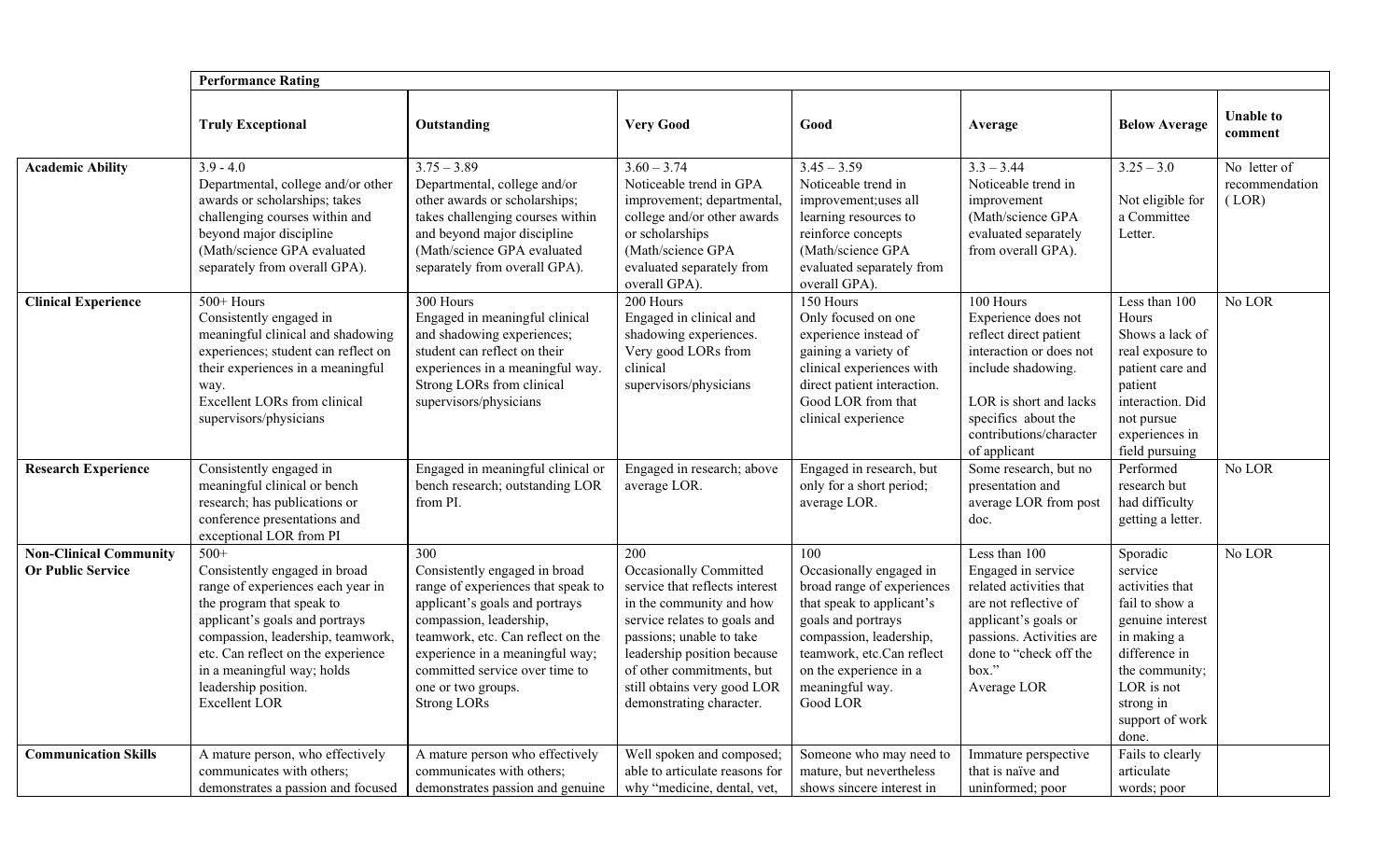| | Performance Rating | | | | | | |
|---|---|---|---|---|---|---|---|
| | **Truly Exceptional** | **Outstanding** | **Very Good** | **Good** | **Average** | **Below Average** | **Unable to comment** |
| **Academic Ability** | 3.9 - 4.0 Departmental, college and/or other awards or scholarships; takes challenging courses within and beyond major discipline (Math/science GPA evaluated separately from overall GPA). | 3.75 – 3.89 Departmental, college and/or other awards or scholarships; takes challenging courses within and beyond major discipline (Math/science GPA evaluated separately from overall GPA). | 3.60 – 3.74 Noticeable trend in GPA improvement; departmental, college and/or other awards or scholarships (Math/science GPA evaluated separately from overall GPA). | 3.45 – 3.59 Noticeable trend in improvement;uses all learning resources to reinforce concepts (Math/science GPA evaluated separately from overall GPA). | 3.3 – 3.44 Noticeable trend in improvement (Math/science GPA evaluated separately from overall GPA). | 3.25 – 3.0 Not eligible for a Committee Letter. | No letter of recommendation ( LOR) |
| **Clinical Experience** | 500+ Hours Consistently engaged in meaningful clinical and shadowing experiences; student can reflect on their experiences in a meaningful way. Excellent LORs from clinical supervisors/physicians | 300 Hours Engaged in meaningful clinical and shadowing experiences; student can reflect on their experiences in a meaningful way. Strong LORs from clinical supervisors/physicians | 200 Hours Engaged in clinical and shadowing experiences. Very good LORs from clinical supervisors/physicians | 150 Hours Only focused on one experience instead of gaining a variety of clinical experiences with direct patient interaction. Good LOR from that clinical experience | 100 Hours Experience does not reflect direct patient interaction or does not include shadowing. LOR is short and lacks specifics about the contributions/character of applicant | Less than 100 Hours Shows a lack of real exposure to patient care and patient interaction. Did not pursue experiences in field pursuing | No LOR |
| **Research Experience** | Consistently engaged in meaningful clinical or bench research; has publications or conference presentations and exceptional LOR from PI | Engaged in meaningful clinical or bench research; outstanding LOR from PI. | Engaged in research; above average LOR. | Engaged in research, but only for a short period; average LOR. | Some research, but no presentation and average LOR from post doc. | Performed research but had difficulty getting a letter. | No LOR |
| **Non-Clinical Community Or Public Service** | 500+ Consistently engaged in broad range of experiences each year in the program that speak to applicant's goals and portrays compassion, leadership, teamwork, etc. Can reflect on the experience in a meaningful way; holds leadership position. Excellent LOR | 300 Consistently engaged in broad range of experiences that speak to applicant's goals and portrays compassion, leadership, teamwork, etc. Can reflect on the experience in a meaningful way; committed service over time to one or two groups. Strong LORs | 200 Occasionally Committed service that reflects interest in the community and how service relates to goals and passions; unable to take leadership position because of other commitments, but still obtains very good LOR demonstrating character. | 100 Occasionally engaged in broad range of experiences that speak to applicant's goals and portrays compassion, leadership, teamwork, etc.Can reflect on the experience in a meaningful way. Good LOR | Less than 100 Engaged in service related activities that are not reflective of applicant's goals or passions. Activities are done to "check off the box." Average LOR | Sporadic service activities that fail to show a genuine interest in making a difference in the community; LOR is not strong in support of work done. | No LOR |
| **Communication Skills** | A mature person, who effectively communicates with others; demonstrates a passion and focused | A mature person who effectively communicates with others; demonstrates passion and genuine | Well spoken and composed; able to articulate reasons for why "medicine, dental, vet, | Someone who may need to mature, but nevertheless shows sincere interest in | Immature perspective that is naïve and uninformed; poor | Fails to clearly articulate words; poor | |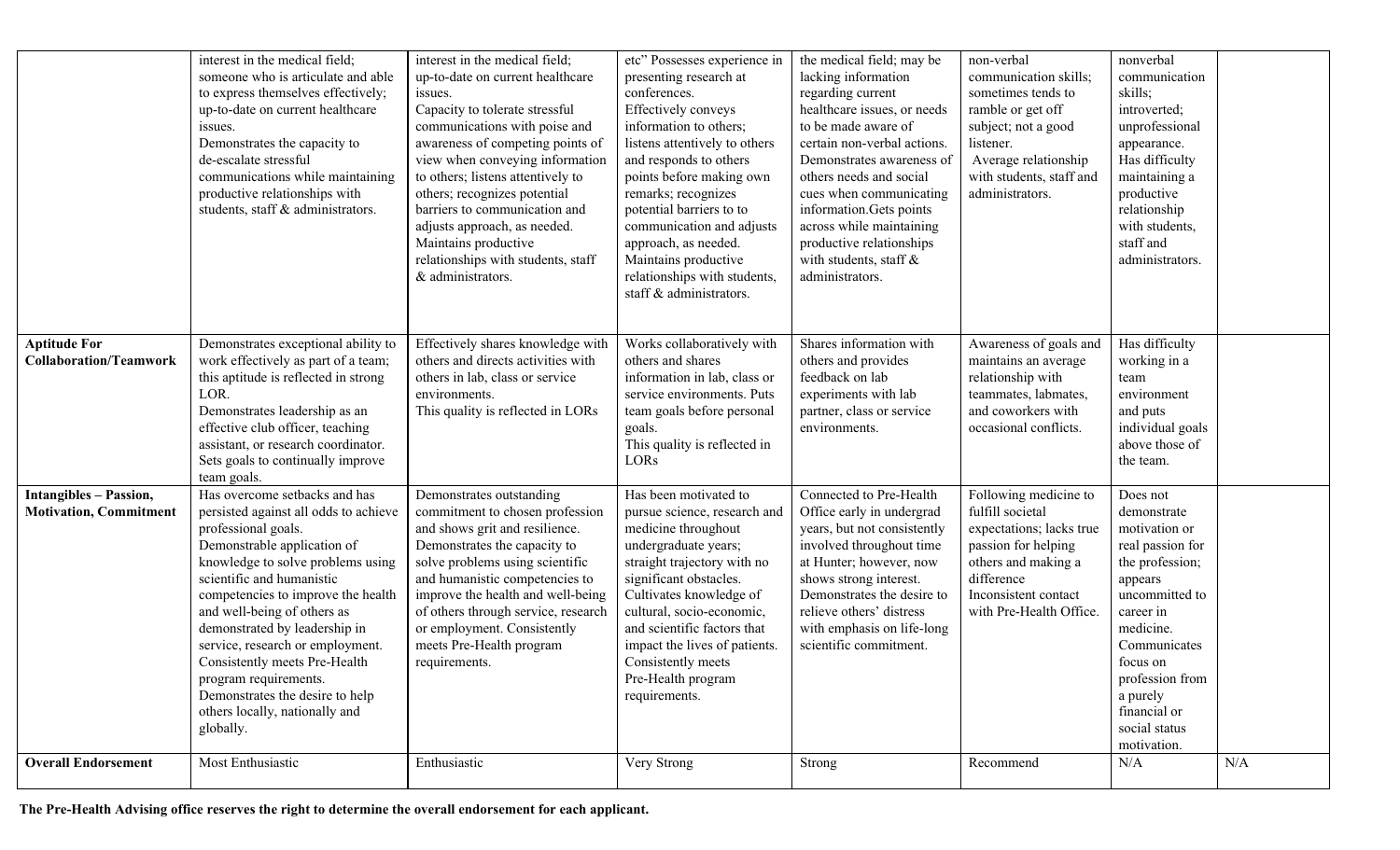| | | | | | | | |
|---|---|---|---|---|---|---|---|
| | interest in the medical field; someone who is articulate and able to express themselves effectively; up-to-date on current healthcare issues.<br>Demonstrates the capacity to de-escalate stressful communications while maintaining productive relationships with students, staff & administrators. | interest in the medical field; up-to-date on current healthcare issues.<br>Capacity to tolerate stressful communications with poise and awareness of competing points of view when conveying information to others; listens attentively to others; recognizes potential barriers to communication and adjusts approach, as needed.<br>Maintains productive relationships with students, staff & administrators. | etc" Possesses experience in presenting research at conferences.<br>Effectively conveys information to others; listens attentively to others and responds to others points before making own remarks; recognizes potential barriers to to communication and adjusts approach, as needed.<br>Maintains productive relationships with students, staff & administrators. | the medical field; may be lacking information regarding current healthcare issues, or needs to be made aware of certain non-verbal actions.<br>Demonstrates awareness of others needs and social cues when communicating information.Gets points across while maintaining productive relationships with students, staff & administrators. | non-verbal communication skills; sometimes tends to ramble or get off subject; not a good listener.<br>Average relationship with students, staff and administrators. | nonverbal communication skills; introverted; unprofessional appearance.<br>Has difficulty maintaining a productive relationship with students, staff and administrators. | |
| **Aptitude For Collaboration/Teamwork** | Demonstrates exceptional ability to work effectively as part of a team; this aptitude is reflected in strong LOR.<br>Demonstrates leadership as an effective club officer, teaching assistant, or research coordinator.<br>Sets goals to continually improve team goals. | Effectively shares knowledge with others and directs activities with others in lab, class or service environments.<br>This quality is reflected in LORs | Works collaboratively with others and shares information in lab, class or service environments. Puts team goals before personal goals.<br>This quality is reflected in LORs | Shares information with others and provides feedback on lab experiments with lab partner, class or service environments. | Awareness of goals and maintains an average relationship with teammates, labmates, and coworkers with occasional conflicts. | Has difficulty working in a team environment and puts individual goals above those of the team. | |
| **Intangibles – Passion, Motivation, Commitment** | Has overcome setbacks and has persisted against all odds to achieve professional goals.<br>Demonstrable application of knowledge to solve problems using scientific and humanistic competencies to improve the health and well-being of others as demonstrated by leadership in service, research or employment.<br>Consistently meets Pre-Health program requirements.<br>Demonstrates the desire to help others locally, nationally and globally. | Demonstrates outstanding commitment to chosen profession and shows grit and resilience.<br>Demonstrates the capacity to solve problems using scientific and humanistic competencies to improve the health and well-being of others through service, research or employment. Consistently meets Pre-Health program requirements. | Has been motivated to pursue science, research and medicine throughout undergraduate years; straight trajectory with no significant obstacles.<br>Cultivates knowledge of cultural, socio-economic, and scientific factors that impact the lives of patients. Consistently meets Pre-Health program requirements. | Connected to Pre-Health Office early in undergrad years, but not consistently involved throughout time at Hunter; however, now shows strong interest.<br>Demonstrates the desire to relieve others' distress with emphasis on life-long scientific commitment. | Following medicine to fulfill societal expectations; lacks true passion for helping others and making a difference<br>Inconsistent contact with Pre-Health Office. | Does not demonstrate motivation or real passion for the profession; appears uncommitted to career in medicine.<br>Communicates focus on profession from a purely financial or social status motivation. | |
| **Overall Endorsement** | Most Enthusiastic | Enthusiastic | Very Strong | Strong | Recommend | N/A | N/A |

**The Pre-Health Advising office reserves the right to determine the overall endorsement for each applicant.**